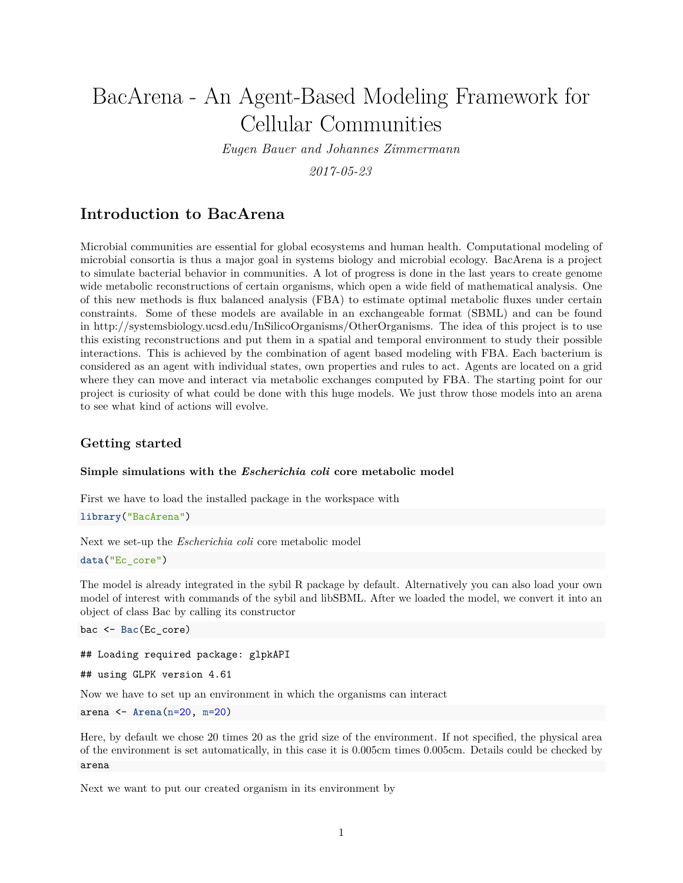# BacArena - An Agent-Based Modeling Framework for Cellular Communities

*Eugen Bauer and Johannes Zimmermann*

*2017-05-23*

## Introduction to BacArena

Microbial communities are essential for global ecosystems and human health. Computational modeling of microbial consortia is thus a major goal in systems biology and microbial ecology. BacArena is a project to simulate bacterial behavior in communities. A lot of progress is done in the last years to create genome wide metabolic reconstructions of certain organisms, which open a wide field of mathematical analysis. One of this new methods is flux balanced analysis (FBA) to estimate optimal metabolic fluxes under certain constraints. Some of these models are available in an exchangeable format (SBML) and can be found in http://systemsbiology.ucsd.edu/InSilicoOrganisms/OtherOrganisms. The idea of this project is to use this existing reconstructions and put them in a spatial and temporal environment to study their possible interactions. This is achieved by the combination of agent based modeling with FBA. Each bacterium is considered as an agent with individual states, own properties and rules to act. Agents are located on a grid where they can move and interact via metabolic exchanges computed by FBA. The starting point for our project is curiosity of what could be done with this huge models. We just throw those models into an arena to see what kind of actions will evolve.

### Getting started

#### Simple simulations with the *Escherichia coli* core metabolic model

First we have to load the installed package in the workspace with

```
library("BacArena")
```

Next we set-up the *Escherichia coli* core metabolic model

```
data("Ec_core")
```

The model is already integrated in the sybil R package by default. Alternatively you can also load your own model of interest with commands of the sybil and libSBML. After we loaded the model, we convert it into an object of class Bac by calling its constructor

```
bac <- Bac(Ec_core)
```

```
## Loading required package: glpkAPI
## using GLPK version 4.61
```

Now we have to set up an environment in which the organisms can interact

```
arena <- Arena(n=20, m=20)
```

Here, by default we chose 20 times 20 as the grid size of the environment. If not specified, the physical area of the environment is set automatically, in this case it is 0.005cm times 0.005cm. Details could be checked by

```
arena
```

Next we want to put our created organism in its environment by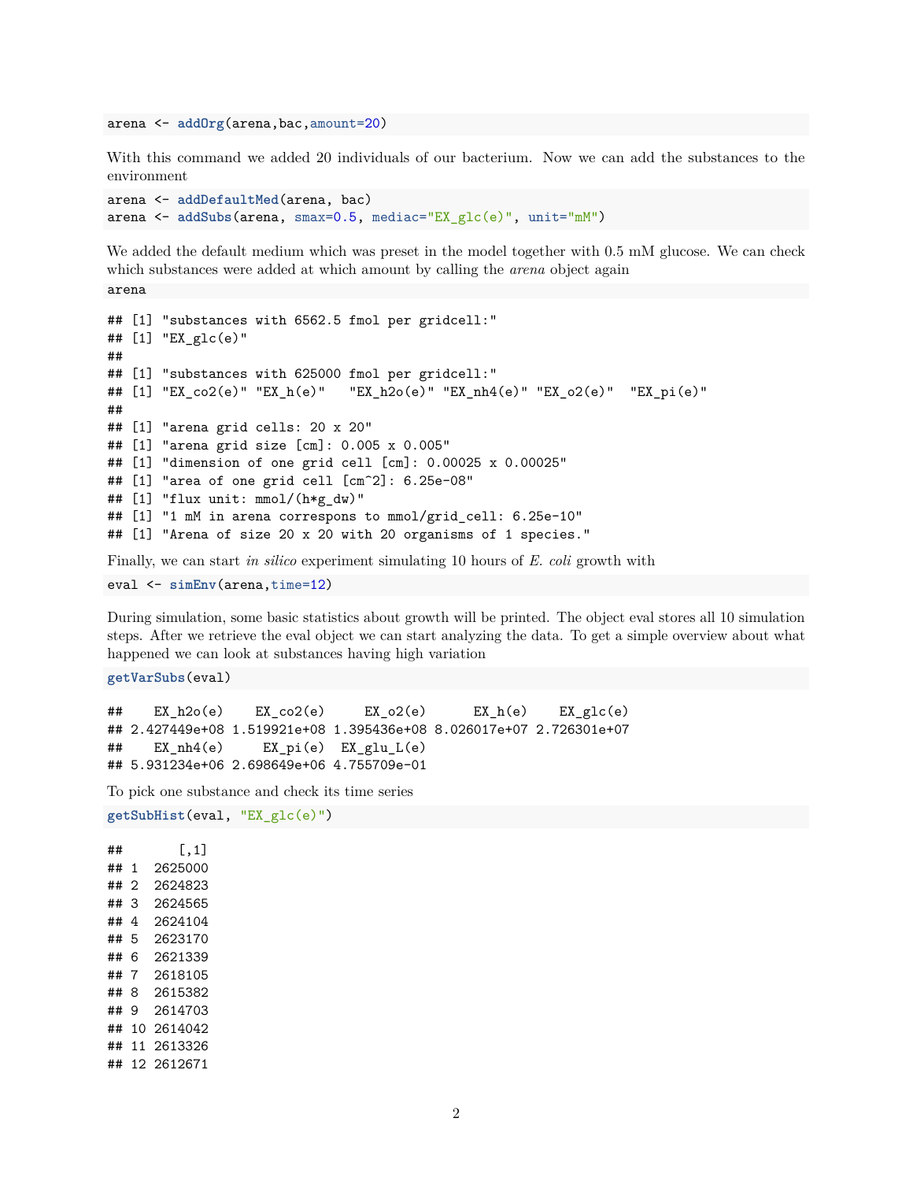```
arena <- addOrg(arena,bac,amount=20)
```

With this command we added 20 individuals of our bacterium. Now we can add the substances to the environment

```
arena <- addDefaultMed(arena, bac)
arena <- addSubs(arena, smax=0.5, mediac="EX_glc(e)", unit="mM")
```

We added the default medium which was preset in the model together with 0.5 mM glucose. We can check which substances were added at which amount by calling the *arena* object again

```
arena
```

```
## [1] "substances with 6562.5 fmol per gridcell:"
## [1] "EX_glc(e)"
##
## [1] "substances with 625000 fmol per gridcell:"
## [1] "EX_co2(e)" "EX_h(e)"   "EX_h2o(e)" "EX_nh4(e)" "EX_o2(e)"  "EX_pi(e)"
##
## [1] "arena grid cells: 20 x 20"
## [1] "arena grid size [cm]: 0.005 x 0.005"
## [1] "dimension of one grid cell [cm]: 0.00025 x 0.00025"
## [1] "area of one grid cell [cm^2]: 6.25e-08"
## [1] "flux unit: mmol/(h*g_dw)"
## [1] "1 mM in arena correspons to mmol/grid_cell: 6.25e-10"
## [1] "Arena of size 20 x 20 with 20 organisms of 1 species."
```

Finally, we can start *in silico* experiment simulating 10 hours of *E. coli* growth with

```
eval <- simEnv(arena,time=12)
```

During simulation, some basic statistics about growth will be printed. The object eval stores all 10 simulation steps. After we retrieve the eval object we can start analyzing the data. To get a simple overview about what happened we can look at substances having high variation

```
getVarSubs(eval)
```

```
##    EX_h2o(e)    EX_co2(e)     EX_o2(e)      EX_h(e)    EX_glc(e)
## 2.427449e+08 1.519921e+08 1.395436e+08 8.026017e+07 2.726301e+07
##    EX_nh4(e)     EX_pi(e)  EX_glu_L(e)
## 5.931234e+06 2.698649e+06 4.755709e-01
```

To pick one substance and check its time series

```
getSubHist(eval, "EX_glc(e)")
```

```
##       [,1]
## 1  2625000
## 2  2624823
## 3  2624565
## 4  2624104
## 5  2623170
## 6  2621339
## 7  2618105
## 8  2615382
## 9  2614703
## 10 2614042
## 11 2613326
## 12 2612671
```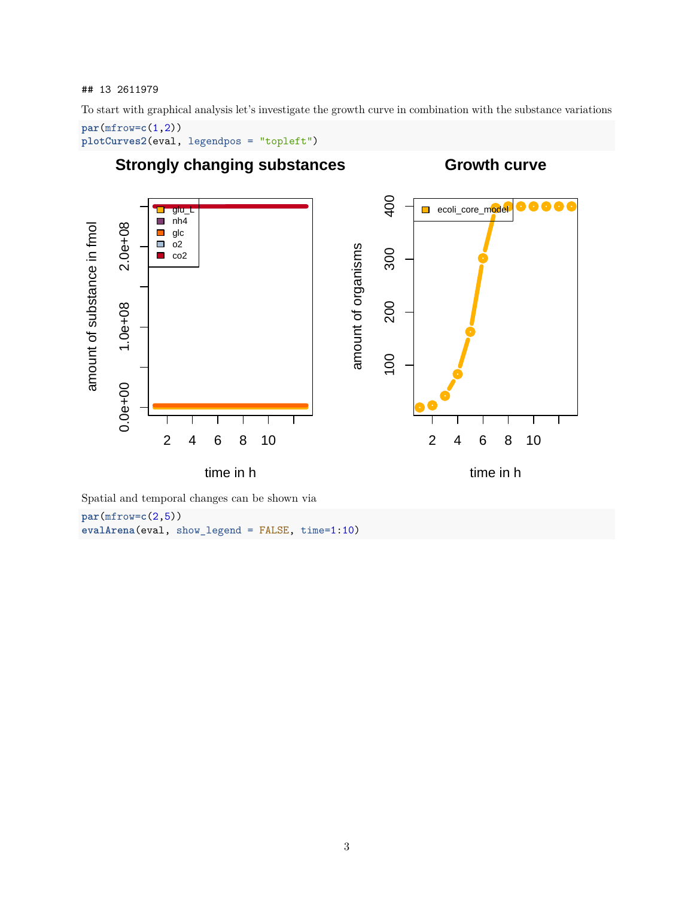```
## 13 2611979
```

To start with graphical analysis let's investigate the growth curve in combination with the substance variations

```
par(mfrow=c(1,2))
plotCurves2(eval, legendpos = "topleft")
```

Strongly changing substances

amount of substance in fmol

0.0e+00
1.0e+08
2.0e+08

glu_L
nh4
glc
o2
co2

2 4 6 8 10

time in h

Growth curve

amount of organisms

100
200
300
400

ecoli_core_model

2 4 6 8 10

time in h

Spatial and temporal changes can be shown via

```
par(mfrow=c(2,5))
evalArena(eval, show_legend = FALSE, time=1:10)
```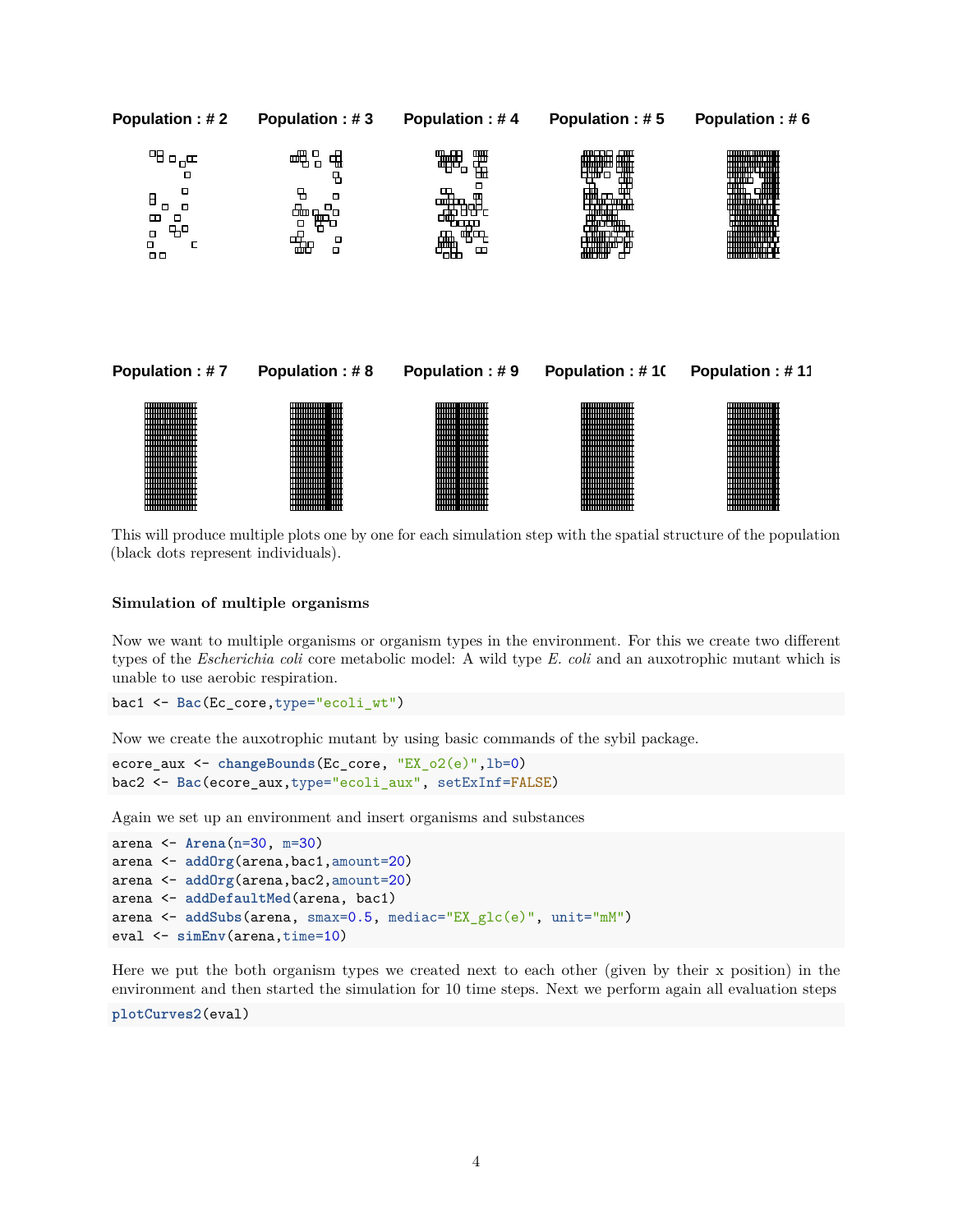Population : # 2

Population : # 3

Population : # 4

Population : # 5

Population : # 6

Population : # 7

Population : # 8

Population : # 9

Population : # 10

Population : # 11

This will produce multiple plots one by one for each simulation step with the spatial structure of the population (black dots represent individuals).

### Simulation of multiple organisms

Now we want to multiple organisms or organism types in the environment. For this we create two different types of the *Escherichia coli* core metabolic model: A wild type *E. coli* and an auxotrophic mutant which is unable to use aerobic respiration.

```
bac1 <- Bac(Ec_core,type="ecoli_wt")
```

Now we create the auxotrophic mutant by using basic commands of the sybil package.

```
ecore_aux <- changeBounds(Ec_core, "EX_o2(e)",lb=0)
bac2 <- Bac(ecore_aux,type="ecoli_aux", setExInf=FALSE)
```

Again we set up an environment and insert organisms and substances

```
arena <- Arena(n=30, m=30)
arena <- addOrg(arena,bac1,amount=20)
arena <- addOrg(arena,bac2,amount=20)
arena <- addDefaultMed(arena, bac1)
arena <- addSubs(arena, smax=0.5, mediac="EX_glc(e)", unit="mM")
eval <- simEnv(arena,time=10)
```

Here we put the both organism types we created next to each other (given by their x position) in the environment and then started the simulation for 10 time steps. Next we perform again all evaluation steps

```
plotCurves2(eval)
```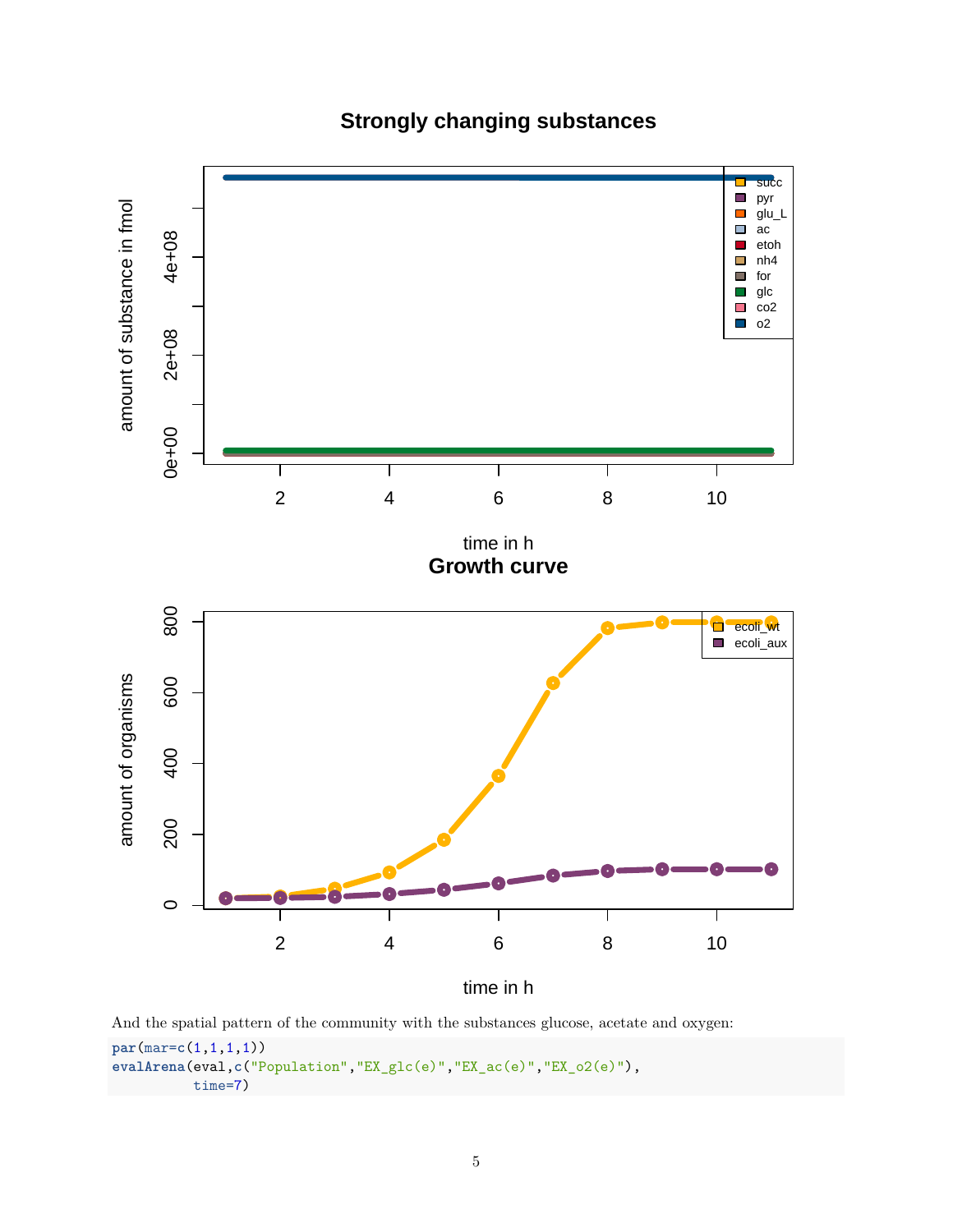Strongly changing substances

amount of substance in fmol

0e+00
2e+08
4e+08

2
4
6
8
10

time in h

succ
pyr
glu_L
ac
etoh
nh4
for
glc
co2
o2

Growth curve

amount of organisms

0
200
400
600
800

2
4
6
8
10

time in h

ecoli_wt
ecoli_aux

And the spatial pattern of the community with the substances glucose, acetate and oxygen:

```
par(mar=c(1,1,1,1))
evalArena(eval,c("Population","EX_glc(e)","EX_ac(e)","EX_o2(e)"),
          time=7)
```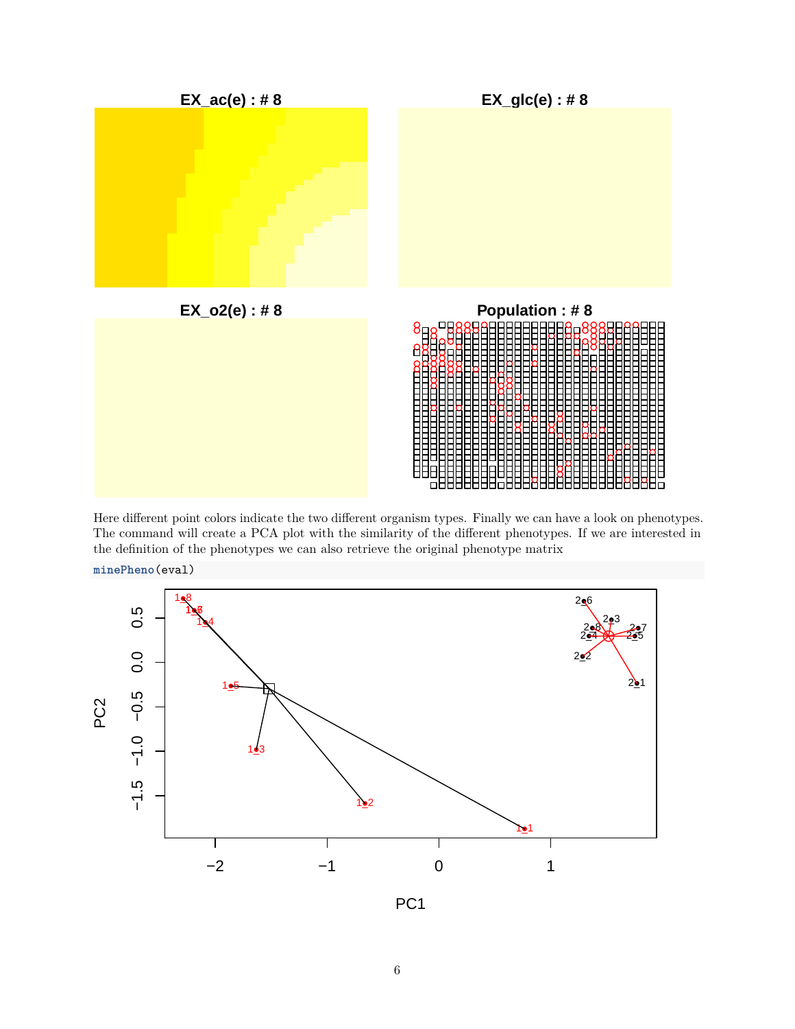EX_ac(e) : # 8

EX_glc(e) : # 8

EX_o2(e) : # 8

Population : # 8

Here different point colors indicate the two different organism types. Finally we can have a look on phenotypes. The command will create a PCA plot with the similarity of the different phenotypes. If we are interested in the definition of the phenotypes we can also retrieve the original phenotype matrix

```
minePheno(eval)
```

1_8
1_6
1_7
1_4
1_5
1_3
1_2
1_1
2_6
2_3
2_8
2_7
2_4
2_5
2_2
2_1

PC2

0.5
0.0
−0.5
−1.0
−1.5

−2
−1
0
1

PC1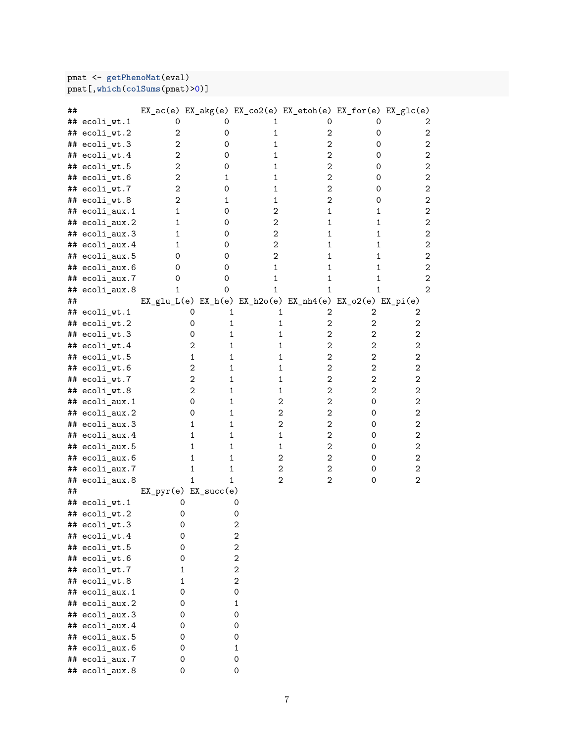```r
pmat <- getPhenoMat(eval)
pmat[,which(colSums(pmat)>0)]
```

```
##             EX_ac(e) EX_akg(e) EX_co2(e) EX_etoh(e) EX_for(e) EX_glc(e)
## ecoli_wt.1         0         0         1          0         0         2
## ecoli_wt.2         2         0         1          2         0         2
## ecoli_wt.3         2         0         1          2         0         2
## ecoli_wt.4         2         0         1          2         0         2
## ecoli_wt.5         2         0         1          2         0         2
## ecoli_wt.6         2         1         1          2         0         2
## ecoli_wt.7         2         0         1          2         0         2
## ecoli_wt.8         2         1         1          2         0         2
## ecoli_aux.1        1         0         2          1         1         2
## ecoli_aux.2        1         0         2          1         1         2
## ecoli_aux.3        1         0         2          1         1         2
## ecoli_aux.4        1         0         2          1         1         2
## ecoli_aux.5        0         0         2          1         1         2
## ecoli_aux.6        0         0         1          1         1         2
## ecoli_aux.7        0         0         1          1         1         2
## ecoli_aux.8        1         0         1          1         1         2
##             EX_glu_L(e) EX_h(e) EX_h2o(e) EX_nh4(e) EX_o2(e) EX_pi(e)
## ecoli_wt.1            0       1         1         2        2        2
## ecoli_wt.2            0       1         1         2        2        2
## ecoli_wt.3            0       1         1         2        2        2
## ecoli_wt.4            2       1         1         2        2        2
## ecoli_wt.5            1       1         1         2        2        2
## ecoli_wt.6            2       1         1         2        2        2
## ecoli_wt.7            2       1         1         2        2        2
## ecoli_wt.8            2       1         1         2        2        2
## ecoli_aux.1           0       1         2         2        0        2
## ecoli_aux.2           0       1         2         2        0        2
## ecoli_aux.3           1       1         2         2        0        2
## ecoli_aux.4           1       1         1         2        0        2
## ecoli_aux.5           1       1         1         2        0        2
## ecoli_aux.6           1       1         2         2        0        2
## ecoli_aux.7           1       1         2         2        0        2
## ecoli_aux.8           1       1         2         2        0        2
##             EX_pyr(e) EX_succ(e)
## ecoli_wt.1          0          0
## ecoli_wt.2          0          0
## ecoli_wt.3          0          2
## ecoli_wt.4          0          2
## ecoli_wt.5          0          2
## ecoli_wt.6          0          2
## ecoli_wt.7          1          2
## ecoli_wt.8          1          2
## ecoli_aux.1         0          0
## ecoli_aux.2         0          1
## ecoli_aux.3         0          0
## ecoli_aux.4         0          0
## ecoli_aux.5         0          0
## ecoli_aux.6         0          1
## ecoli_aux.7         0          0
## ecoli_aux.8         0          0
```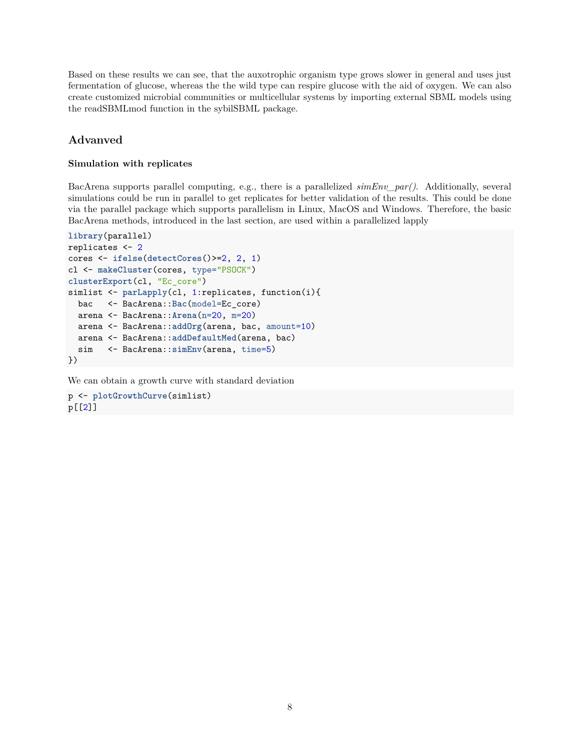Based on these results we can see, that the auxotrophic organism type grows slower in general and uses just fermentation of glucose, whereas the the wild type can respire glucose with the aid of oxygen. We can also create customized microbial communities or multicellular systems by importing external SBML models using the readSBMLmod function in the sybilSBML package.

## Advanved

### Simulation with replicates

BacArena supports parallel computing, e.g., there is a parallelized *simEnv_par()*. Additionally, several simulations could be run in parallel to get replicates for better validation of the results. This could be done via the parallel package which supports parallelism in Linux, MacOS and Windows. Therefore, the basic BacArena methods, introduced in the last section, are used within a parallelized lapply

```
library(parallel)
replicates <- 2
cores <- ifelse(detectCores()>=2, 2, 1)
cl <- makeCluster(cores, type="PSOCK")
clusterExport(cl, "Ec_core")
simlist <- parLapply(cl, 1:replicates, function(i){
  bac   <- BacArena::Bac(model=Ec_core)
  arena <- BacArena::Arena(n=20, m=20)
  arena <- BacArena::addOrg(arena, bac, amount=10)
  arena <- BacArena::addDefaultMed(arena, bac)
  sim   <- BacArena::simEnv(arena, time=5)
})
```

We can obtain a growth curve with standard deviation

```
p <- plotGrowthCurve(simlist)
p[[2]]
```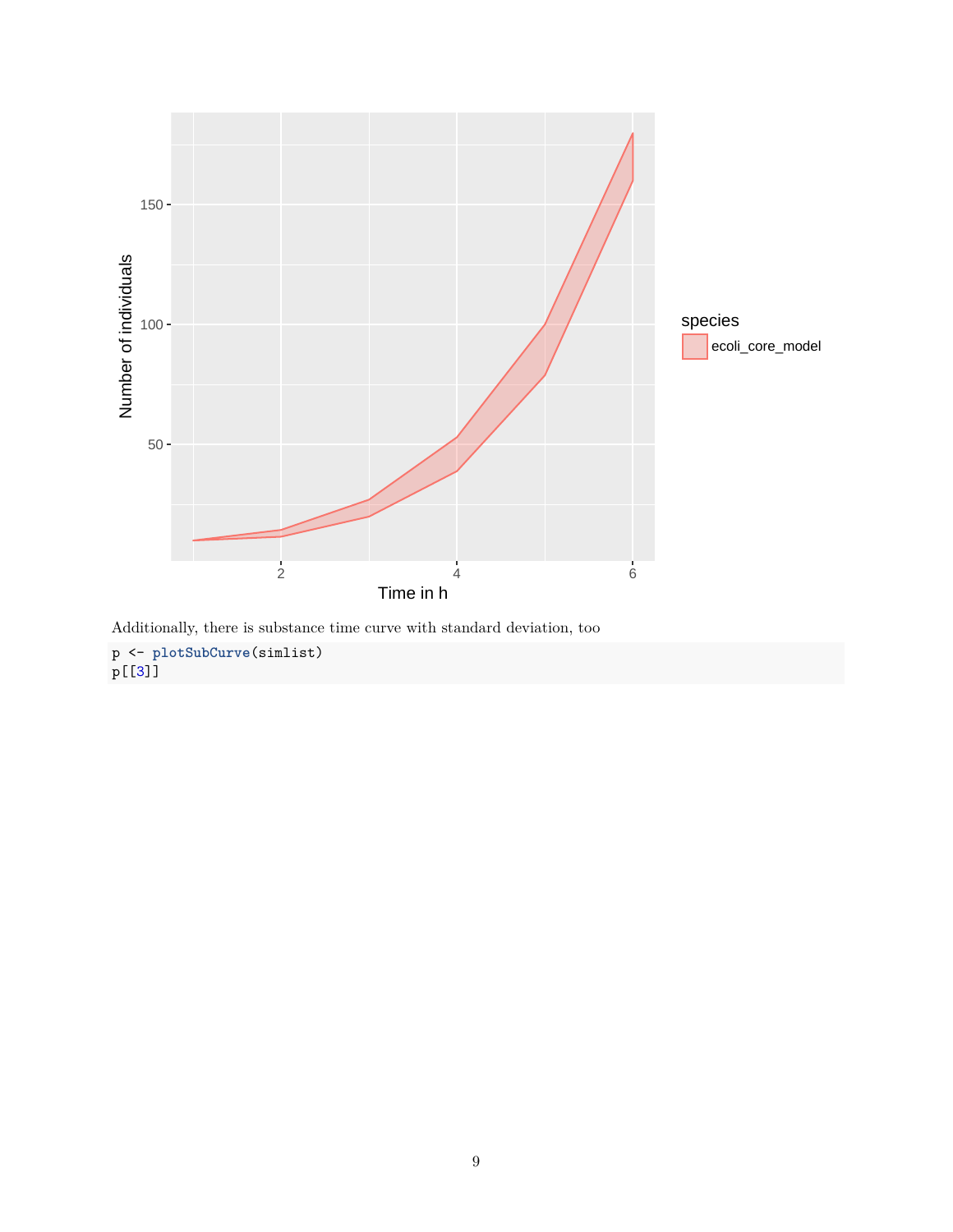150
100
50
Number of individuals
2
4
6
Time in h
species
ecoli_core_model

Additionally, there is substance time curve with standard deviation, too

```
p <- plotSubCurve(simlist)
p[[3]]
```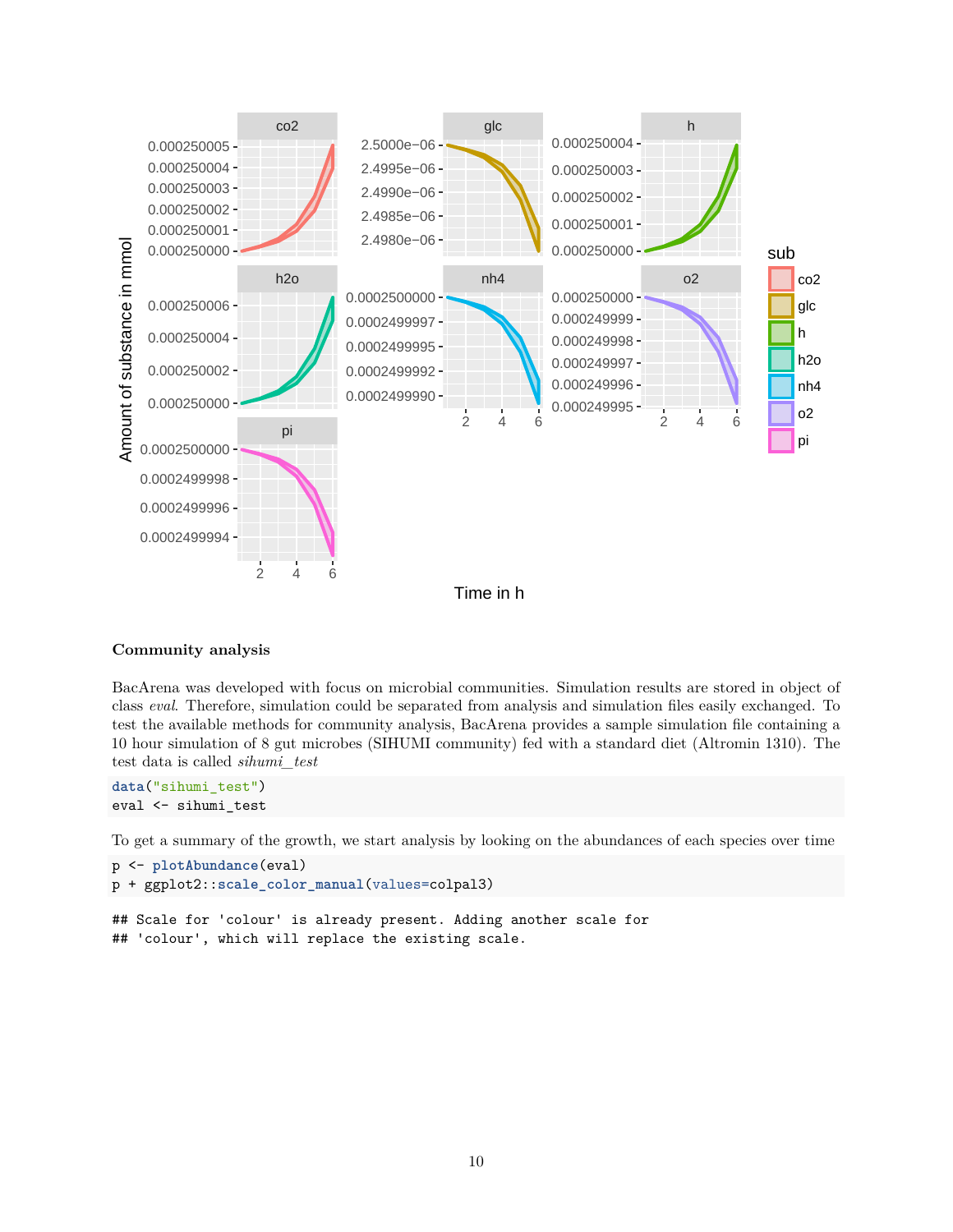co2

0.000250005
0.000250004
0.000250003
0.000250002
0.000250001
0.000250000

glc

2.5000e-06
2.4995e-06
2.4990e-06
2.4985e-06
2.4980e-06

h

0.000250004
0.000250003
0.000250002
0.000250001
0.000250000

h2o

0.000250006
0.000250004
0.000250002
0.000250000

nh4

0.0002500000
0.0002499997
0.0002499995
0.0002499992
0.0002499990

o2

0.000250000
0.000249999
0.000249998
0.000249997
0.000249996
0.000249995

pi

0.0002500000
0.0002499998
0.0002499996
0.0002499994

2 4 6

Amount of substance in mmol

Time in h

sub

co2
glc
h
h2o
nh4
o2
pi

**Community analysis**

BacArena was developed with focus on microbial communities. Simulation results are stored in object of class *eval*. Therefore, simulation could be separated from analysis and simulation files easily exchanged. To test the available methods for community analysis, BacArena provides a sample simulation file containing a 10 hour simulation of 8 gut microbes (SIHUMI community) fed with a standard diet (Altromin 1310). The test data is called *sihumi_test*

```
data("sihumi_test")
eval <- sihumi_test
```

To get a summary of the growth, we start analysis by looking on the abundances of each species over time

```
p <- plotAbundance(eval)
p + ggplot2::scale_color_manual(values=colpal3)
```

```
## Scale for 'colour' is already present. Adding another scale for
## 'colour', which will replace the existing scale.
```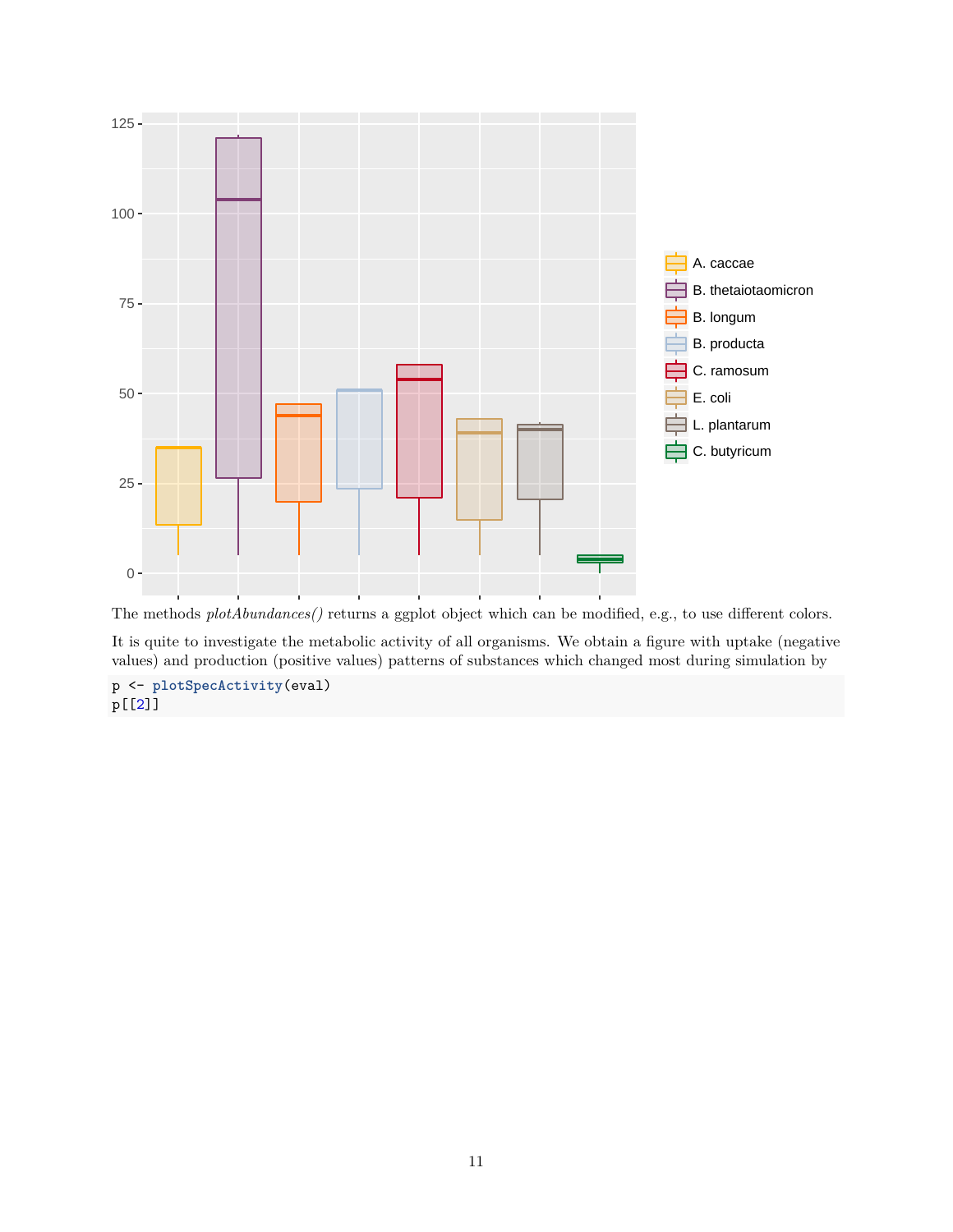125
100
75
50
25
0

A. caccae
B. thetaiotaomicron
B. longum
B. producta
C. ramosum
E. coli
L. plantarum
C. butyricum

The methods *plotAbundances()* returns a ggplot object which can be modified, e.g., to use different colors.

It is quite to investigate the metabolic activity of all organisms. We obtain a figure with uptake (negative values) and production (positive values) patterns of substances which changed most during simulation by

```
p <- plotSpecActivity(eval)
p[[2]]
```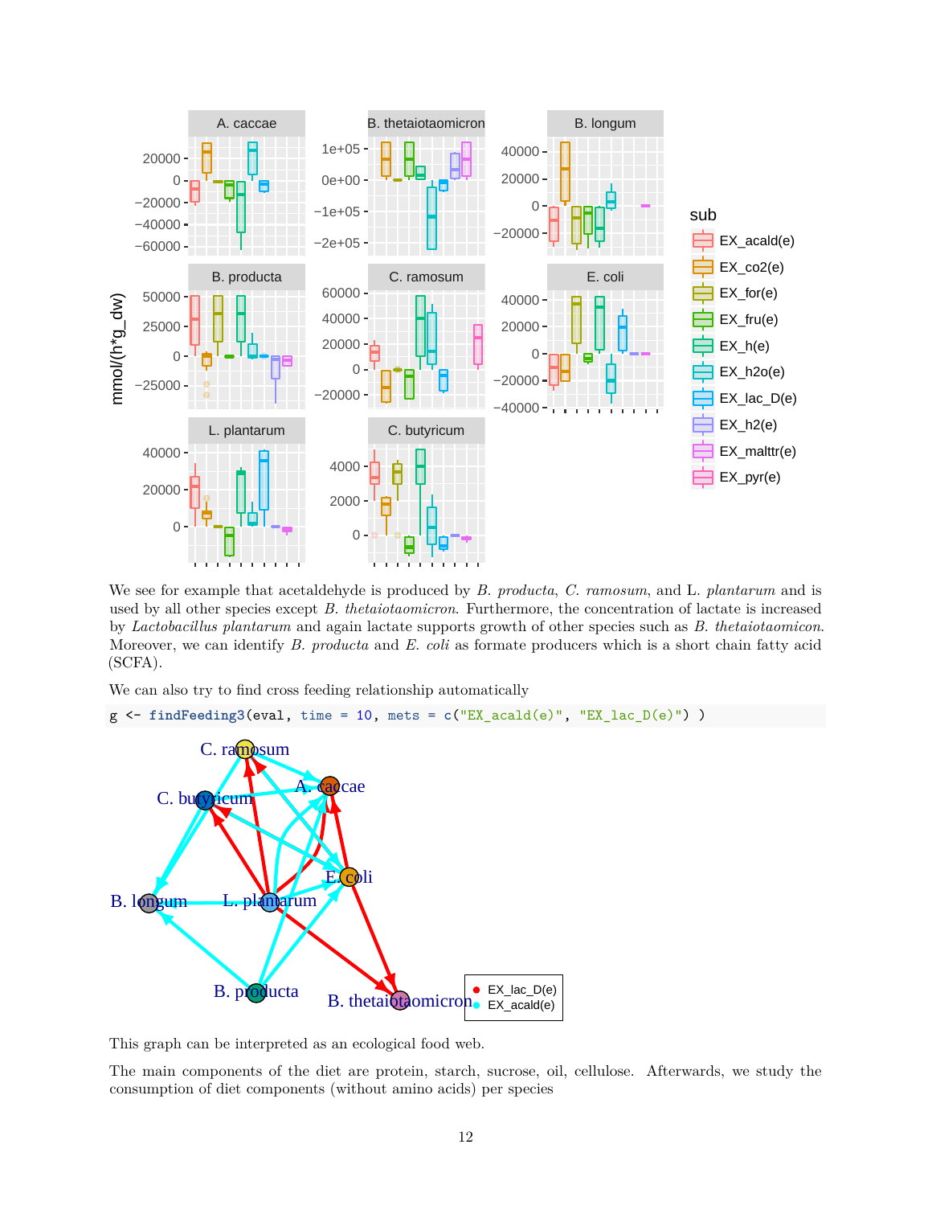We see for example that acetaldehyde is produced by *B. producta*, *C. ramosum*, and L. *plantarum* and is used by all other species except *B. thetaiotaomicron*. Furthermore, the concentration of lactate is increased by *Lactobacillus plantarum* and again lactate supports growth of other species such as *B. thetaiotaomicon*. Moreover, we can identify *B. producta* and *E. coli* as formate producers which is a short chain fatty acid (SCFA).

We can also try to find cross feeding relationship automatically

```
g <- findFeeding3(eval, time = 10, mets = c("EX_acald(e)", "EX_lac_D(e)") )
```

This graph can be interpreted as an ecological food web.

The main components of the diet are protein, starch, sucrose, oil, cellulose. Afterwards, we study the consumption of diet components (without amino acids) per species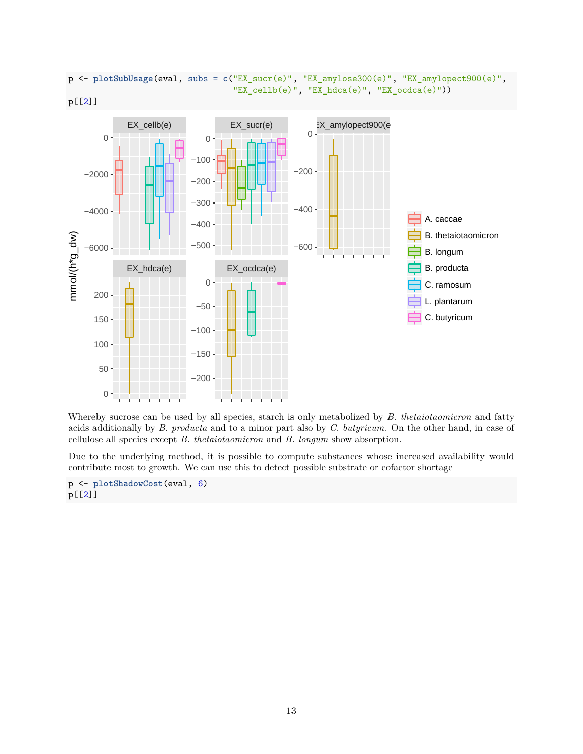```
p <- plotSubUsage(eval, subs = c("EX_sucr(e)", "EX_amylose300(e)", "EX_amylopect900(e)",
                              "EX_cellb(e)", "EX_hdca(e)", "EX_ocdca(e)"))
p[[2]]
```

EX_cellb(e)
EX_sucr(e)
EX_amylopect900(e)
EX_hdca(e)
EX_ocdca(e)

mmol/(h*g_dw)

0
−2000
−4000
−6000

0
−100
−200
−300
−400
−500

0
−200
−400
−600

200
150
100
50
0

0
−50
−100
−150
−200

A. caccae
B. thetaiotaomicron
B. longum
B. producta
C. ramosum
L. plantarum
C. butyricum

Whereby sucrose can be used by all species, starch is only metabolized by *B. thetaiotaomicron* and fatty acids additionally by *B. producta* and to a minor part also by *C. butyricum*. On the other hand, in case of cellulose all species except *B. thetaiotaomicron* and *B. longum* show absorption.

Due to the underlying method, it is possible to compute substances whose increased availability would contribute most to growth. We can use this to detect possible substrate or cofactor shortage

```
p <- plotShadowCost(eval, 6)
p[[2]]
```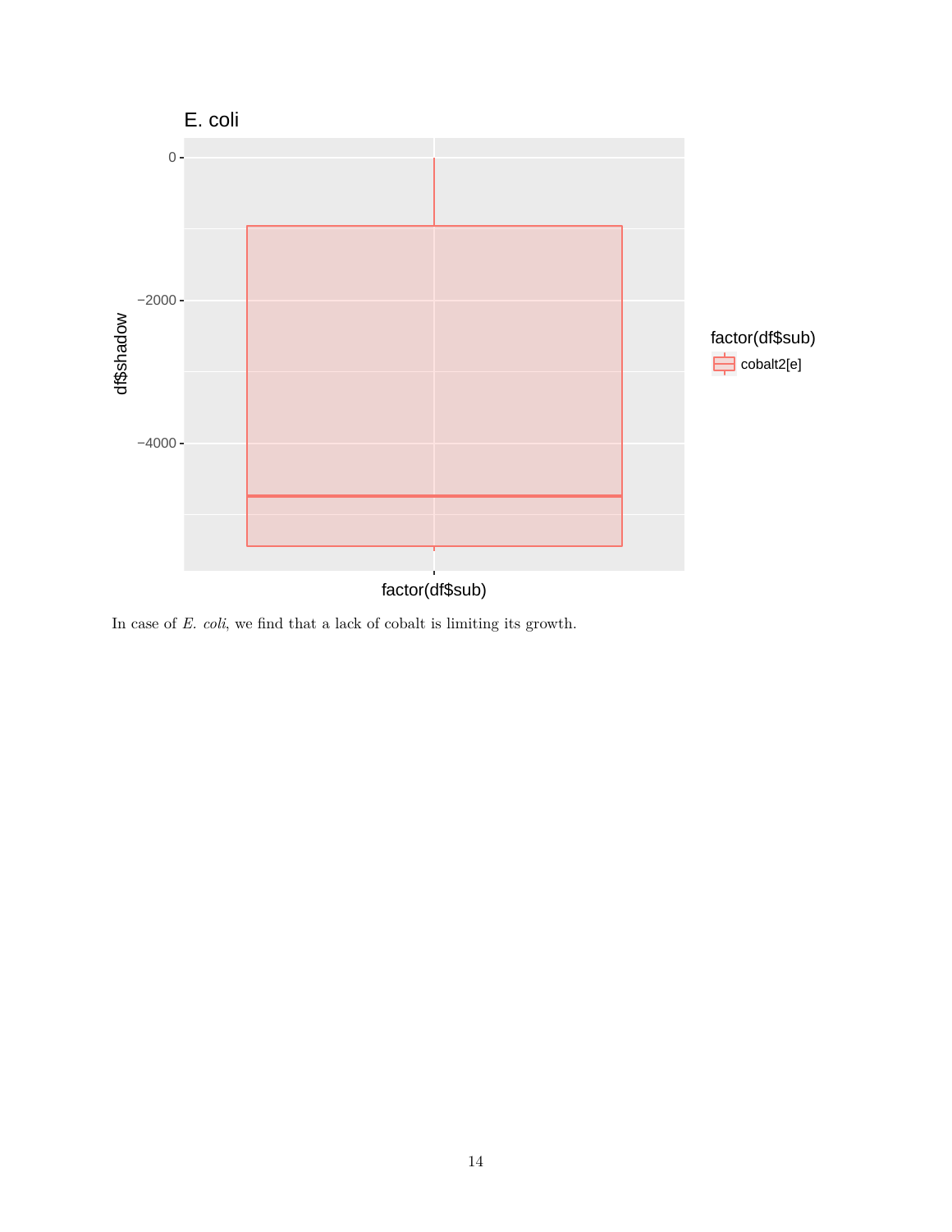E. coli

0

−2000

−4000

df$shadow

factor(df$sub)

factor(df$sub)

cobalt2[e]

In case of *E. coli*, we find that a lack of cobalt is limiting its growth.